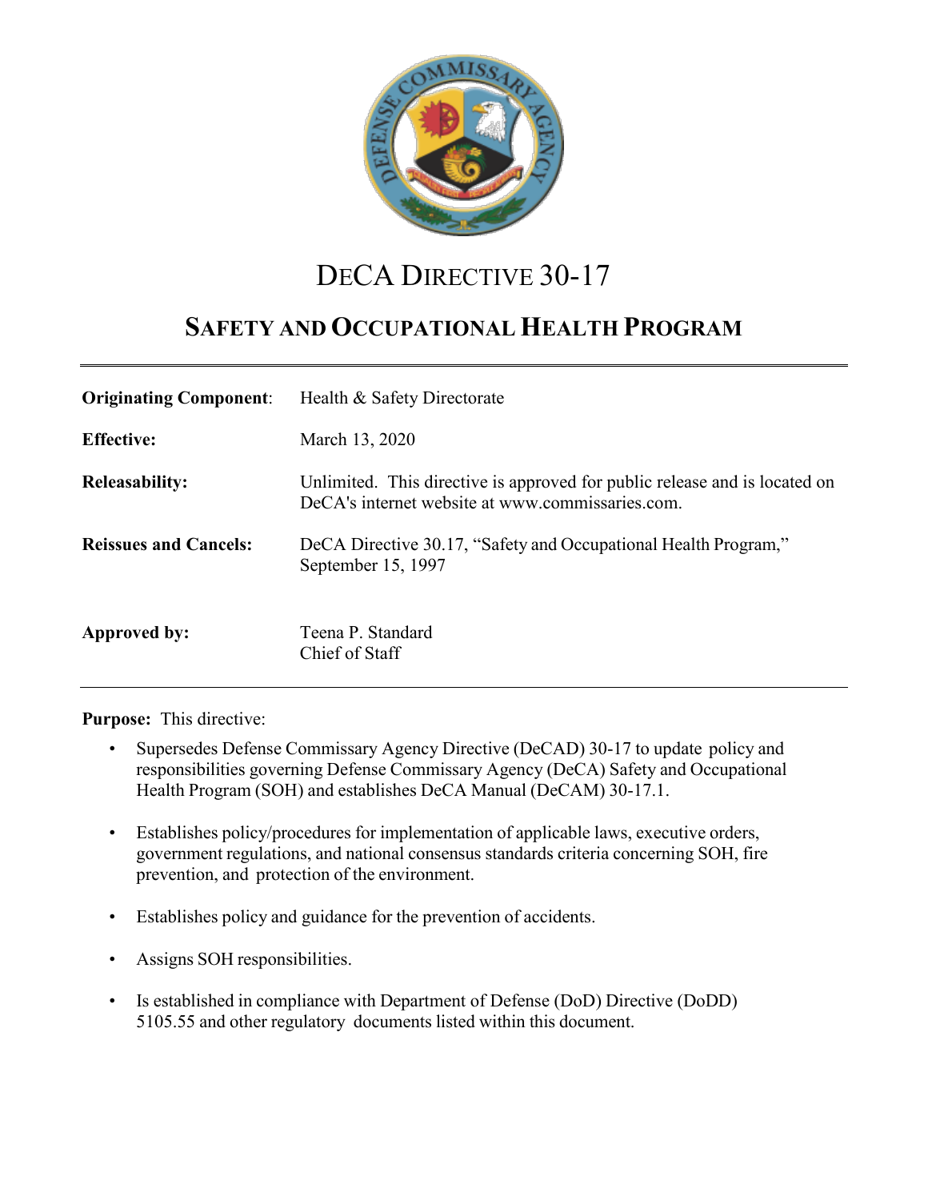# DeCA Directive 30-17

## Safety and Occupational Health Program

| | |
|---|---|
| **Originating Component**: | Health & Safety Directorate |
| **Effective:** | March 13, 2020 |
| **Releasability:** | Unlimited. This directive is approved for public release and is located on DeCA's internet website at www.commissaries.com. |
| **Reissues and Cancels:** | DeCA Directive 30.17, "Safety and Occupational Health Program," September 15, 1997 |
| **Approved by:** | Teena P. Standard<br>Chief of Staff |

**Purpose:** This directive:

- Supersedes Defense Commissary Agency Directive (DeCAD) 30-17 to update policy and responsibilities governing Defense Commissary Agency (DeCA) Safety and Occupational Health Program (SOH) and establishes DeCA Manual (DeCAM) 30-17.1.
- Establishes policy/procedures for implementation of applicable laws, executive orders, government regulations, and national consensus standards criteria concerning SOH, fire prevention, and protection of the environment.
- Establishes policy and guidance for the prevention of accidents.
- Assigns SOH responsibilities.
- Is established in compliance with Department of Defense (DoD) Directive (DoDD) 5105.55 and other regulatory documents listed within this document.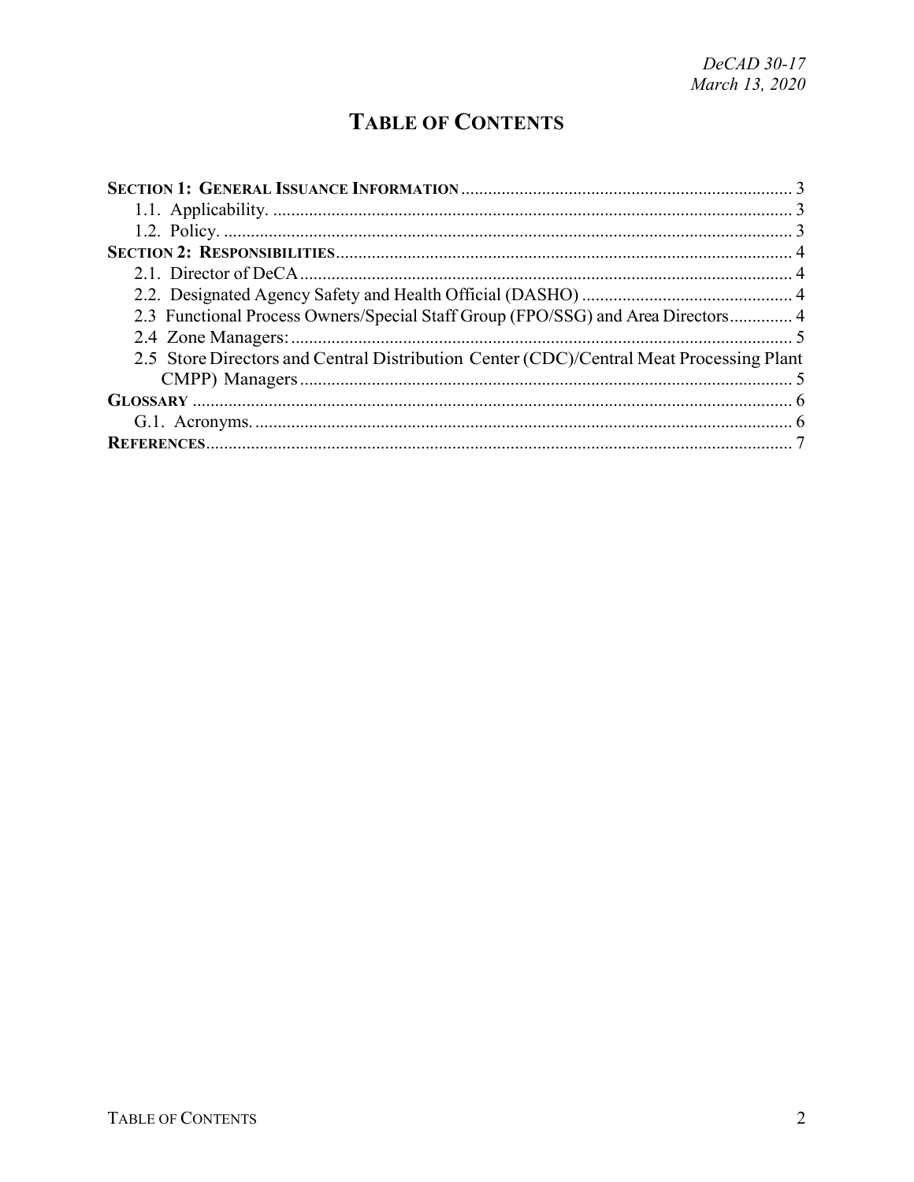# TABLE OF CONTENTS

**SECTION 1: GENERAL ISSUANCE INFORMATION** ........................................................................ 3
- 1.1. Applicability. ........................................................................................................ 3
- 1.2. Policy. .................................................................................................................. 3

**SECTION 2: RESPONSIBILITIES** ........................................................................................ 4
- 2.1. Director of DeCA .................................................................................................. 4
- 2.2. Designated Agency Safety and Health Official (DASHO) ............................................ 4
- 2.3 Functional Process Owners/Special Staff Group (FPO/SSG) and Area Directors .............. 4
- 2.4 Zone Managers: ..................................................................................................... 5
- 2.5 Store Directors and Central Distribution Center (CDC)/Central Meat Processing Plant CMPP) Managers ............................................................................................................ 5

**GLOSSARY** ........................................................................................................................ 6
- G.1. Acronyms. ............................................................................................................ 6

**REFERENCES** .................................................................................................................... 7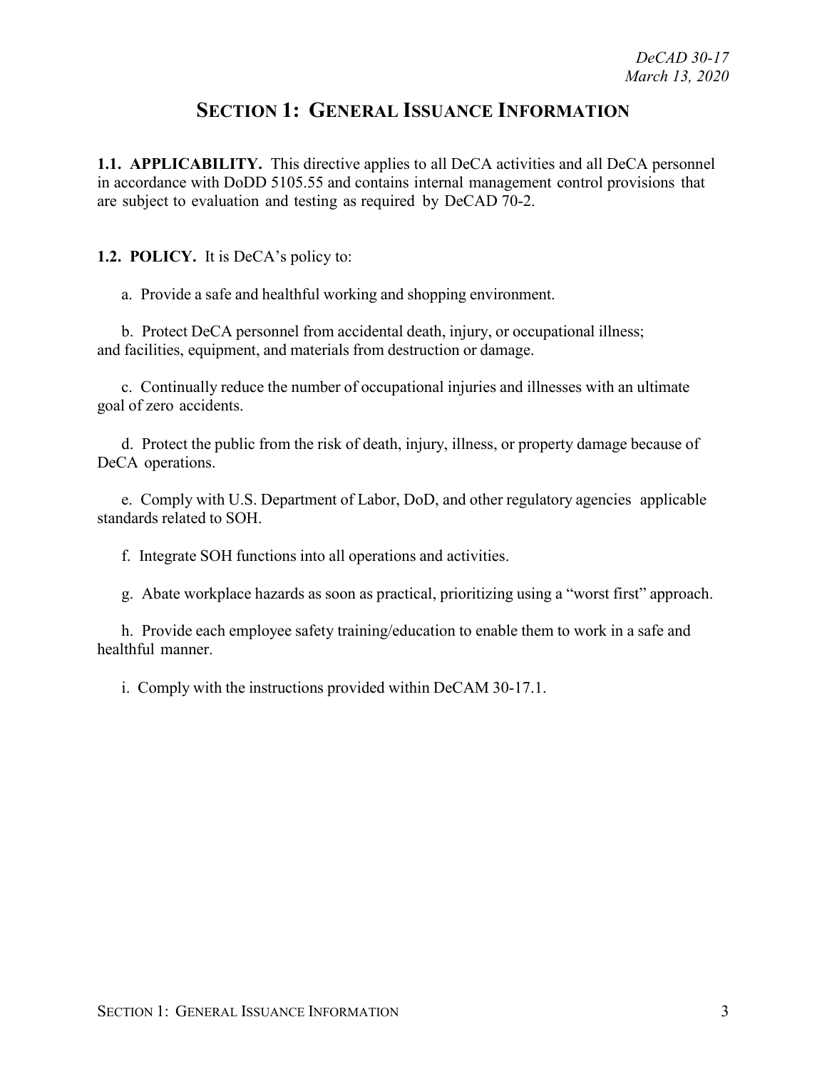# SECTION 1: GENERAL ISSUANCE INFORMATION

**1.1. APPLICABILITY.** This directive applies to all DeCA activities and all DeCA personnel in accordance with DoDD 5105.55 and contains internal management control provisions that are subject to evaluation and testing as required by DeCAD 70-2.

**1.2. POLICY.** It is DeCA's policy to:

a. Provide a safe and healthful working and shopping environment.

b. Protect DeCA personnel from accidental death, injury, or occupational illness; and facilities, equipment, and materials from destruction or damage.

c. Continually reduce the number of occupational injuries and illnesses with an ultimate goal of zero accidents.

d. Protect the public from the risk of death, injury, illness, or property damage because of DeCA operations.

e. Comply with U.S. Department of Labor, DoD, and other regulatory agencies applicable standards related to SOH.

f. Integrate SOH functions into all operations and activities.

g. Abate workplace hazards as soon as practical, prioritizing using a "worst first" approach.

h. Provide each employee safety training/education to enable them to work in a safe and healthful manner.

i. Comply with the instructions provided within DeCAM 30-17.1.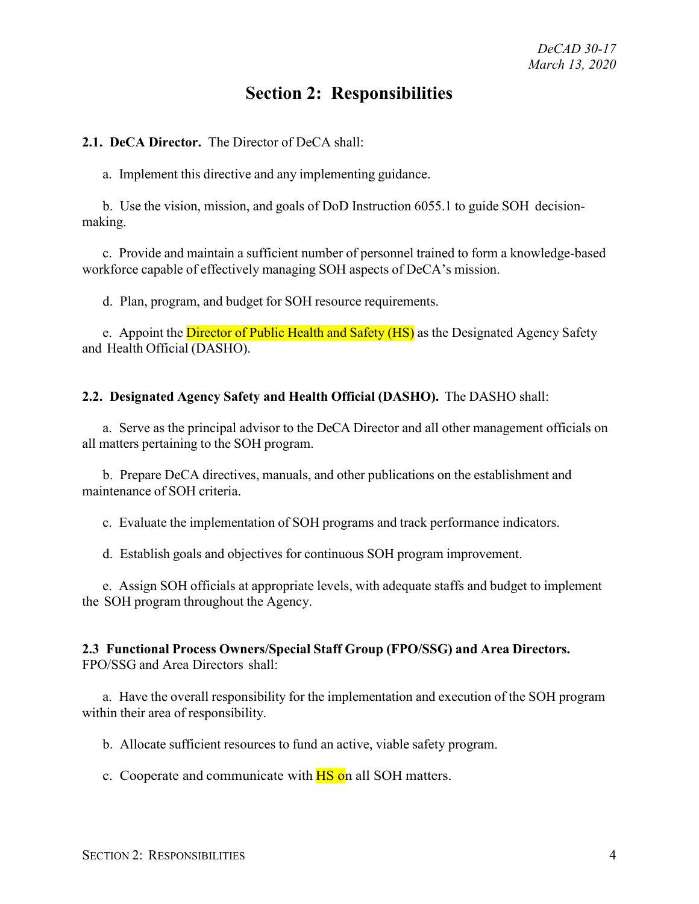# Section 2: Responsibilities

**2.1. DeCA Director.** The Director of DeCA shall:

a. Implement this directive and any implementing guidance.

b. Use the vision, mission, and goals of DoD Instruction 6055.1 to guide SOH decision-making.

c. Provide and maintain a sufficient number of personnel trained to form a knowledge-based workforce capable of effectively managing SOH aspects of DeCA's mission.

d. Plan, program, and budget for SOH resource requirements.

e. Appoint the Director of Public Health and Safety (HS) as the Designated Agency Safety and Health Official (DASHO).

**2.2. Designated Agency Safety and Health Official (DASHO).** The DASHO shall:

a. Serve as the principal advisor to the DeCA Director and all other management officials on all matters pertaining to the SOH program.

b. Prepare DeCA directives, manuals, and other publications on the establishment and maintenance of SOH criteria.

c. Evaluate the implementation of SOH programs and track performance indicators.

d. Establish goals and objectives for continuous SOH program improvement.

e. Assign SOH officials at appropriate levels, with adequate staffs and budget to implement the SOH program throughout the Agency.

**2.3 Functional Process Owners/Special Staff Group (FPO/SSG) and Area Directors.** FPO/SSG and Area Directors shall:

a. Have the overall responsibility for the implementation and execution of the SOH program within their area of responsibility.

b. Allocate sufficient resources to fund an active, viable safety program.

c. Cooperate and communicate with HS on all SOH matters.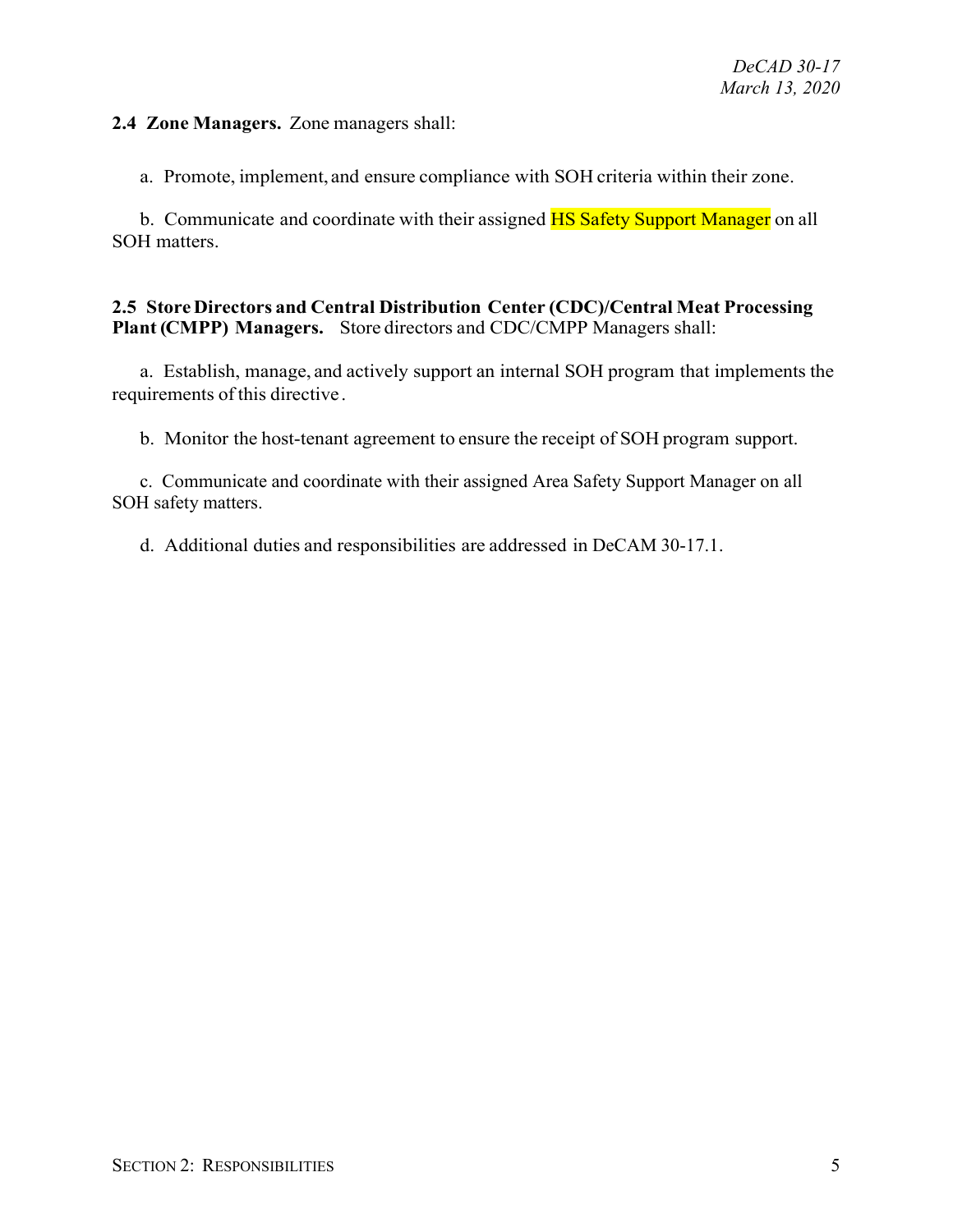**2.4 Zone Managers.** Zone managers shall:

a. Promote, implement, and ensure compliance with SOH criteria within their zone.

b. Communicate and coordinate with their assigned HS Safety Support Manager on all SOH matters.

**2.5 Store Directors and Central Distribution Center (CDC)/Central Meat Processing Plant (CMPP) Managers.** Store directors and CDC/CMPP Managers shall:

a. Establish, manage, and actively support an internal SOH program that implements the requirements of this directive.

b. Monitor the host-tenant agreement to ensure the receipt of SOH program support.

c. Communicate and coordinate with their assigned Area Safety Support Manager on all SOH safety matters.

d. Additional duties and responsibilities are addressed in DeCAM 30-17.1.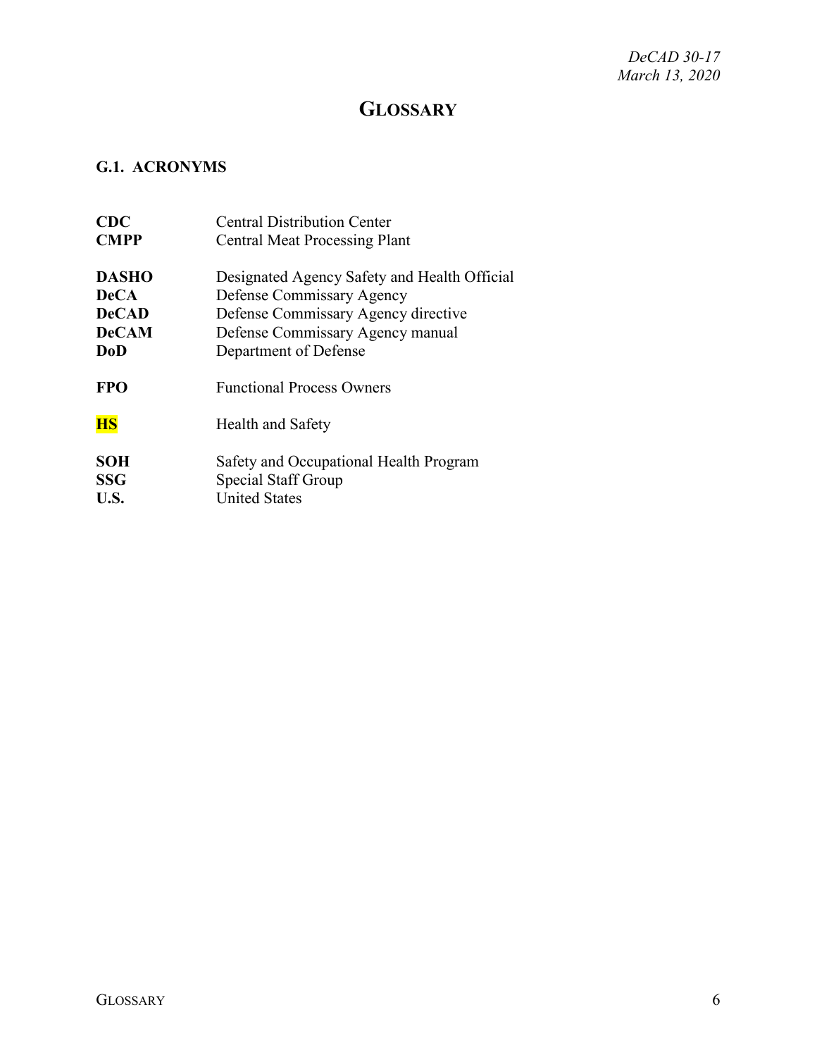# GLOSSARY

## G.1. ACRONYMS

| | |
|---|---|
| **CDC** | Central Distribution Center |
| **CMPP** | Central Meat Processing Plant |
| **DASHO** | Designated Agency Safety and Health Official |
| **DeCA** | Defense Commissary Agency |
| **DeCAD** | Defense Commissary Agency directive |
| **DeCAM** | Defense Commissary Agency manual |
| **DoD** | Department of Defense |
| **FPO** | Functional Process Owners |
| **HS** | Health and Safety |
| **SOH** | Safety and Occupational Health Program |
| **SSG** | Special Staff Group |
| **U.S.** | United States |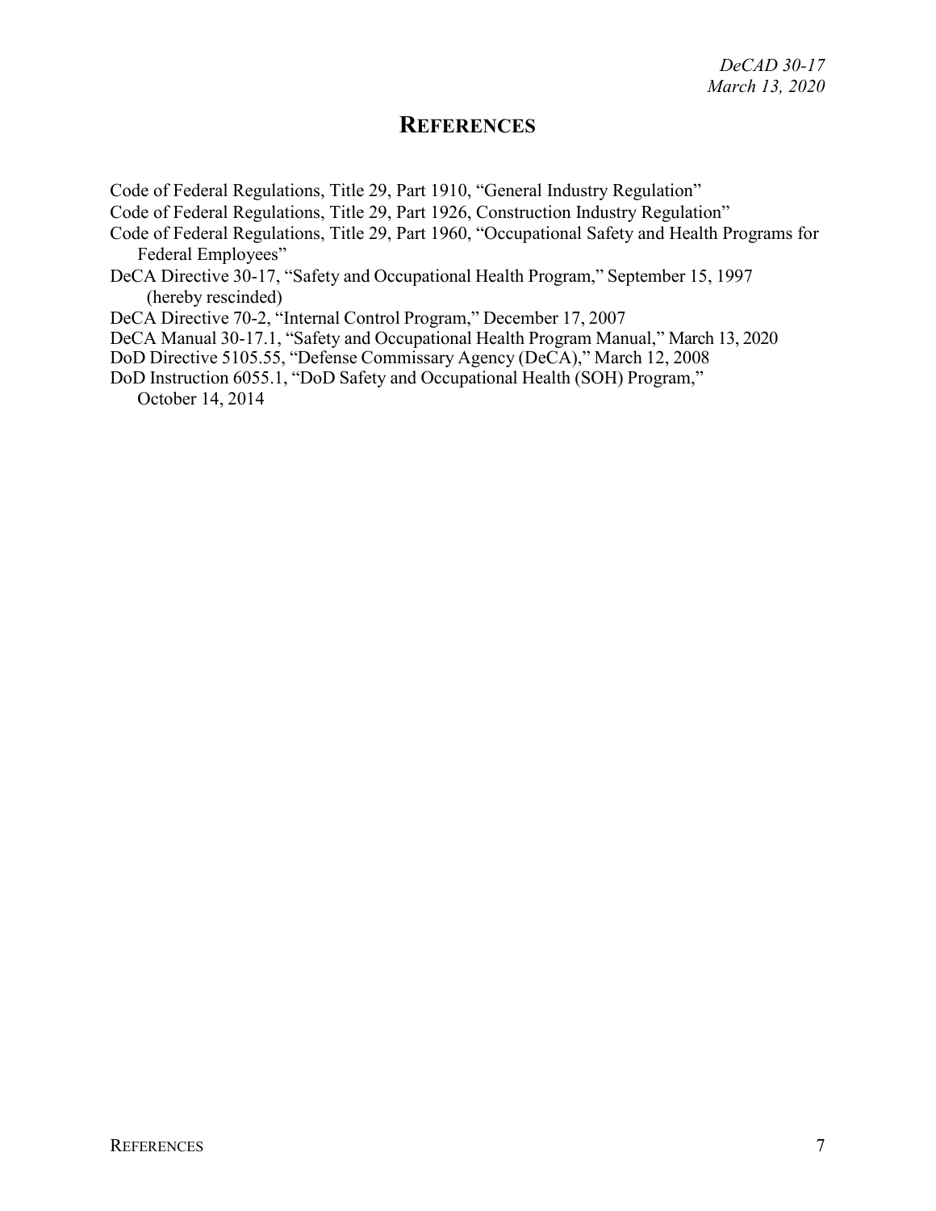# REFERENCES

Code of Federal Regulations, Title 29, Part 1910, "General Industry Regulation"
Code of Federal Regulations, Title 29, Part 1926, Construction Industry Regulation"
Code of Federal Regulations, Title 29, Part 1960, "Occupational Safety and Health Programs for Federal Employees"
DeCA Directive 30-17, "Safety and Occupational Health Program," September 15, 1997 (hereby rescinded)
DeCA Directive 70-2, "Internal Control Program," December 17, 2007
DeCA Manual 30-17.1, "Safety and Occupational Health Program Manual," March 13, 2020
DoD Directive 5105.55, "Defense Commissary Agency (DeCA)," March 12, 2008
DoD Instruction 6055.1, "DoD Safety and Occupational Health (SOH) Program," October 14, 2014